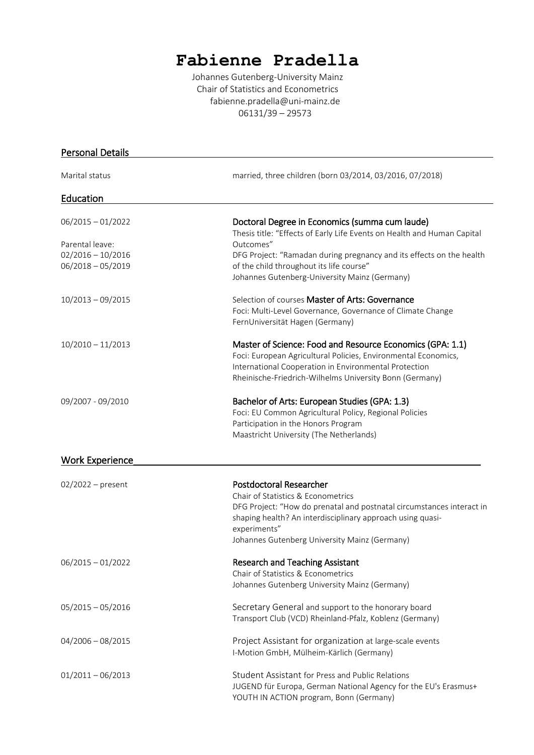# Fabienne Pradella

Johannes Gutenberg-University Mainz
Chair of Statistics and Econometrics
fabienne.pradella@uni-mainz.de
06131/39 – 29573

## Personal Details

| | |
|---|---|
| Marital status | married, three children (born 03/2014, 03/2016, 07/2018) |

## Education

**06/2015 – 01/2022**
Parental leave:
02/2016 – 10/2016
06/2018 – 05/2019

**Doctoral Degree in Economics (summa cum laude)**
Thesis title: "Effects of Early Life Events on Health and Human Capital Outcomes"
DFG Project: "Ramadan during pregnancy and its effects on the health of the child throughout its life course"
Johannes Gutenberg-University Mainz (Germany)

**10/2013 – 09/2015**
Selection of courses **Master of Arts: Governance**
Foci: Multi-Level Governance, Governance of Climate Change
FernUniversität Hagen (Germany)

**10/2010 – 11/2013**
**Master of Science: Food and Resource Economics (GPA: 1.1)**
Foci: European Agricultural Policies, Environmental Economics, International Cooperation in Environmental Protection
Rheinische-Friedrich-Wilhelms University Bonn (Germany)

**09/2007 - 09/2010**
**Bachelor of Arts: European Studies (GPA: 1.3)**
Foci: EU Common Agricultural Policy, Regional Policies
Participation in the Honors Program
Maastricht University (The Netherlands)

## Work Experience

**02/2022 – present**
**Postdoctoral Researcher**
Chair of Statistics & Econometrics
DFG Project: "How do prenatal and postnatal circumstances interact in shaping health? An interdisciplinary approach using quasi-experiments"
Johannes Gutenberg University Mainz (Germany)

**06/2015 – 01/2022**
**Research and Teaching Assistant**
Chair of Statistics & Econometrics
Johannes Gutenberg University Mainz (Germany)

**05/2015 – 05/2016**
Secretary General and support to the honorary board
Transport Club (VCD) Rheinland-Pfalz, Koblenz (Germany)

**04/2006 – 08/2015**
Project Assistant for organization at large-scale events
I-Motion GmbH, Mülheim-Kärlich (Germany)

**01/2011 – 06/2013**
Student Assistant for Press and Public Relations
JUGEND für Europa, German National Agency for the EU's Erasmus+ YOUTH IN ACTION program, Bonn (Germany)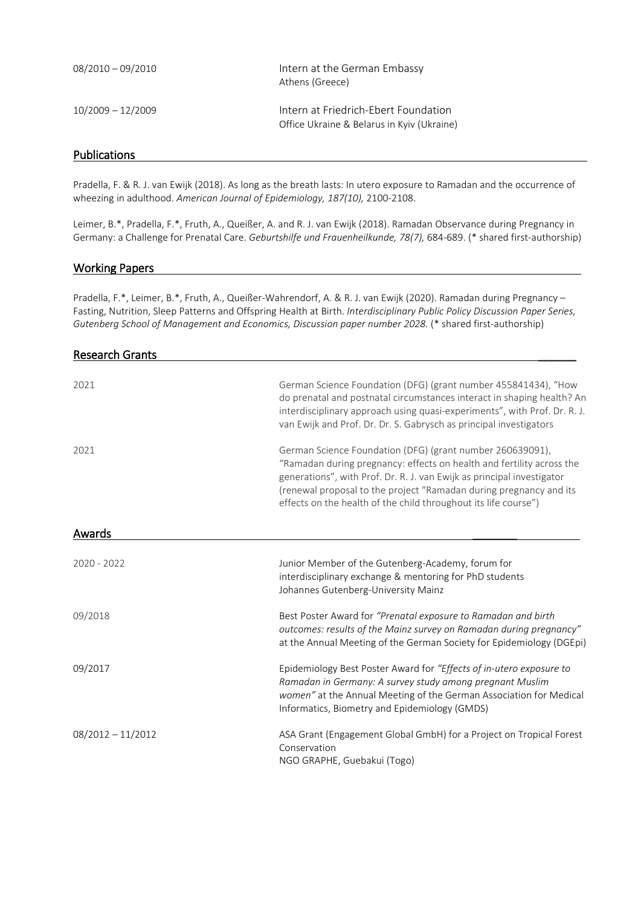08/2010 – 09/2010 — Intern at the German Embassy
Athens (Greece)

10/2009 – 12/2009 — Intern at Friedrich-Ebert Foundation
Office Ukraine & Belarus in Kyiv (Ukraine)

## Publications

Pradella, F. & R. J. van Ewijk (2018). As long as the breath lasts: In utero exposure to Ramadan and the occurrence of wheezing in adulthood. *American Journal of Epidemiology, 187(10),* 2100-2108.

Leimer, B.*, Pradella, F.*, Fruth, A., Queißer, A. and R. J. van Ewijk (2018). Ramadan Observance during Pregnancy in Germany: a Challenge for Prenatal Care. *Geburtshilfe und Frauenheilkunde, 78(7),* 684-689. (* shared first-authorship)

## Working Papers

Pradella, F.*, Leimer, B.*, Fruth, A., Queißer-Wahrendorf, A. & R. J. van Ewijk (2020). Ramadan during Pregnancy – Fasting, Nutrition, Sleep Patterns and Offspring Health at Birth. *Interdisciplinary Public Policy Discussion Paper Series, Gutenberg School of Management and Economics, Discussion paper number 2028.* (* shared first-authorship)

## Research Grants

2021 — German Science Foundation (DFG) (grant number 455841434), "How do prenatal and postnatal circumstances interact in shaping health? An interdisciplinary approach using quasi-experiments", with Prof. Dr. R. J. van Ewijk and Prof. Dr. Dr. S. Gabrysch as principal investigators

2021 — German Science Foundation (DFG) (grant number 260639091), "Ramadan during pregnancy: effects on health and fertility across the generations", with Prof. Dr. R. J. van Ewijk as principal investigator (renewal proposal to the project "Ramadan during pregnancy and its effects on the health of the child throughout its life course")

## Awards

2020 - 2022 — Junior Member of the Gutenberg-Academy, forum for interdisciplinary exchange & mentoring for PhD students
Johannes Gutenberg-University Mainz

09/2018 — Best Poster Award for *"Prenatal exposure to Ramadan and birth outcomes: results of the Mainz survey on Ramadan during pregnancy"* at the Annual Meeting of the German Society for Epidemiology (DGEpi)

09/2017 — Epidemiology Best Poster Award for *"Effects of in-utero exposure to Ramadan in Germany: A survey study among pregnant Muslim women"* at the Annual Meeting of the German Association for Medical Informatics, Biometry and Epidemiology (GMDS)

08/2012 – 11/2012 — ASA Grant (Engagement Global GmbH) for a Project on Tropical Forest Conservation
NGO GRAPHE, Guebakui (Togo)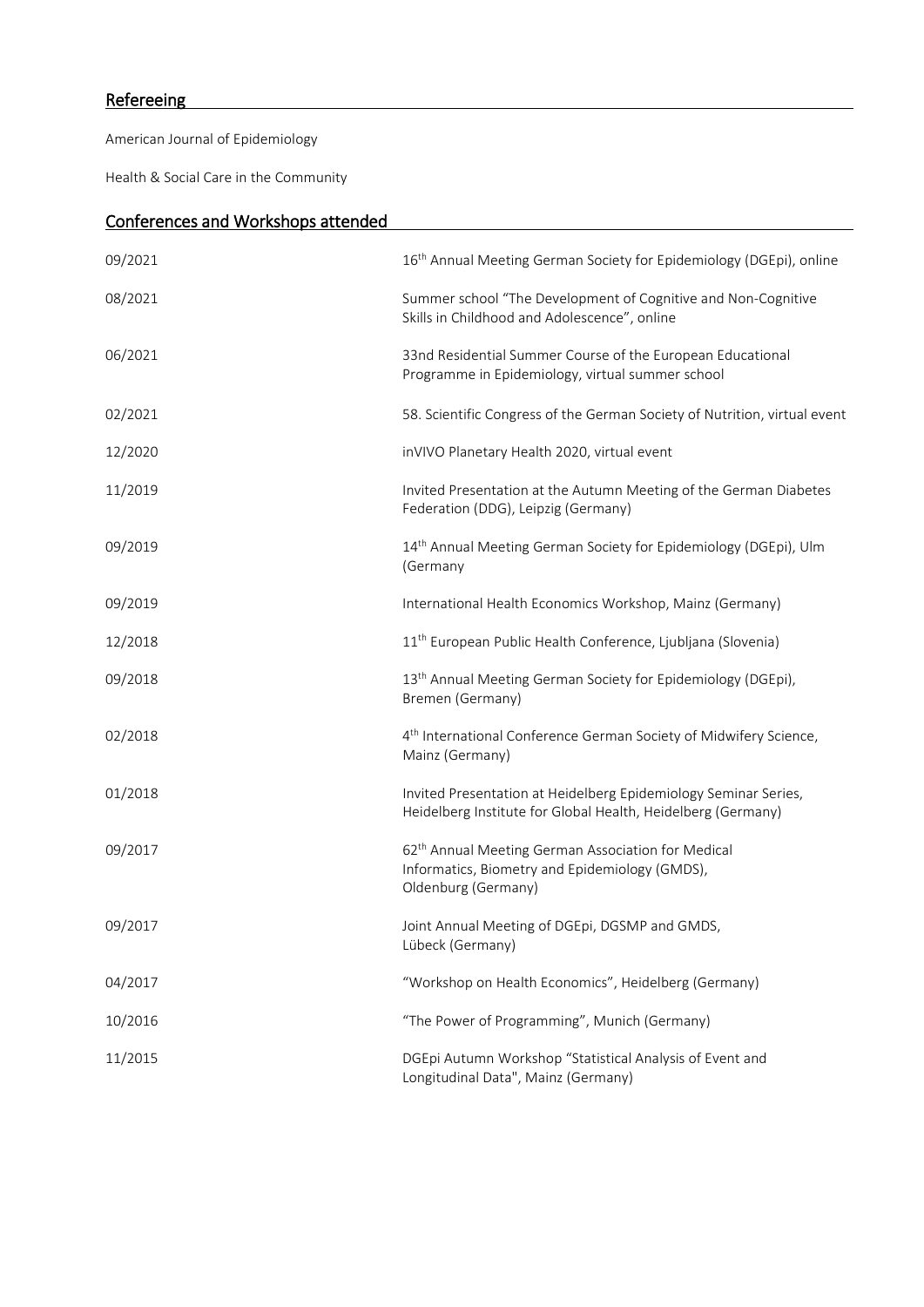## Refereeing

American Journal of Epidemiology

Health & Social Care in the Community

## Conferences and Workshops attended

| | |
|---|---|
| 09/2021 | 16th Annual Meeting German Society for Epidemiology (DGEpi), online |
| 08/2021 | Summer school "The Development of Cognitive and Non-Cognitive Skills in Childhood and Adolescence", online |
| 06/2021 | 33nd Residential Summer Course of the European Educational Programme in Epidemiology, virtual summer school |
| 02/2021 | 58. Scientific Congress of the German Society of Nutrition, virtual event |
| 12/2020 | inVIVO Planetary Health 2020, virtual event |
| 11/2019 | Invited Presentation at the Autumn Meeting of the German Diabetes Federation (DDG), Leipzig (Germany) |
| 09/2019 | 14th Annual Meeting German Society for Epidemiology (DGEpi), Ulm (Germany |
| 09/2019 | International Health Economics Workshop, Mainz (Germany) |
| 12/2018 | 11th European Public Health Conference, Ljubljana (Slovenia) |
| 09/2018 | 13th Annual Meeting German Society for Epidemiology (DGEpi), Bremen (Germany) |
| 02/2018 | 4th International Conference German Society of Midwifery Science, Mainz (Germany) |
| 01/2018 | Invited Presentation at Heidelberg Epidemiology Seminar Series, Heidelberg Institute for Global Health, Heidelberg (Germany) |
| 09/2017 | 62th Annual Meeting German Association for Medical Informatics, Biometry and Epidemiology (GMDS), Oldenburg (Germany) |
| 09/2017 | Joint Annual Meeting of DGEpi, DGSMP and GMDS, Lübeck (Germany) |
| 04/2017 | "Workshop on Health Economics", Heidelberg (Germany) |
| 10/2016 | "The Power of Programming", Munich (Germany) |
| 11/2015 | DGEpi Autumn Workshop "Statistical Analysis of Event and Longitudinal Data", Mainz (Germany) |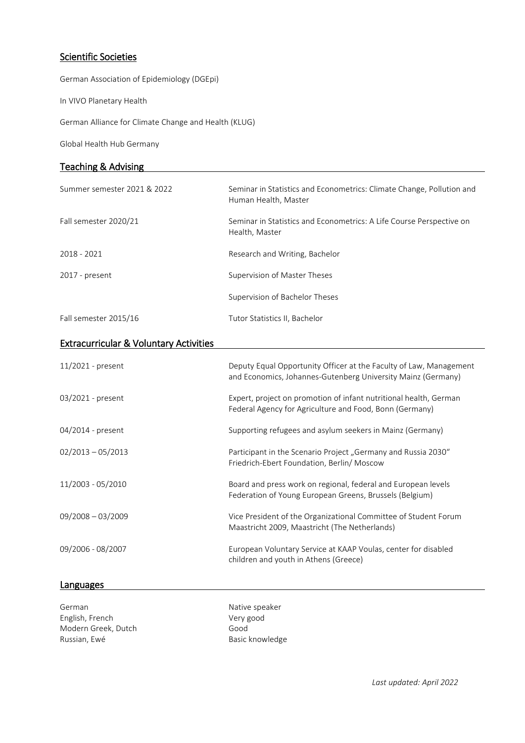## Scientific Societies

German Association of Epidemiology (DGEpi)

In VIVO Planetary Health

German Alliance for Climate Change and Health (KLUG)

Global Health Hub Germany

## Teaching & Advising

| | |
|---|---|
| Summer semester 2021 & 2022 | Seminar in Statistics and Econometrics: Climate Change, Pollution and Human Health, Master |
| Fall semester 2020/21 | Seminar in Statistics and Econometrics: A Life Course Perspective on Health, Master |
| 2018 - 2021 | Research and Writing, Bachelor |
| 2017 - present | Supervision of Master Theses |
| | Supervision of Bachelor Theses |
| Fall semester 2015/16 | Tutor Statistics II, Bachelor |

## Extracurricular & Voluntary Activities

| | |
|---|---|
| 11/2021 - present | Deputy Equal Opportunity Officer at the Faculty of Law, Management and Economics, Johannes-Gutenberg University Mainz (Germany) |
| 03/2021 - present | Expert, project on promotion of infant nutritional health, German Federal Agency for Agriculture and Food, Bonn (Germany) |
| 04/2014 - present | Supporting refugees and asylum seekers in Mainz (Germany) |
| 02/2013 – 05/2013 | Participant in the Scenario Project „Germany and Russia 2030" Friedrich-Ebert Foundation, Berlin/ Moscow |
| 11/2003 - 05/2010 | Board and press work on regional, federal and European levels Federation of Young European Greens, Brussels (Belgium) |
| 09/2008 – 03/2009 | Vice President of the Organizational Committee of Student Forum Maastricht 2009, Maastricht (The Netherlands) |
| 09/2006 - 08/2007 | European Voluntary Service at KAAP Voulas, center for disabled children and youth in Athens (Greece) |

## Languages

| | |
|---|---|
| German | Native speaker |
| English, French | Very good |
| Modern Greek, Dutch | Good |
| Russian, Ewé | Basic knowledge |

*Last updated: April 2022*